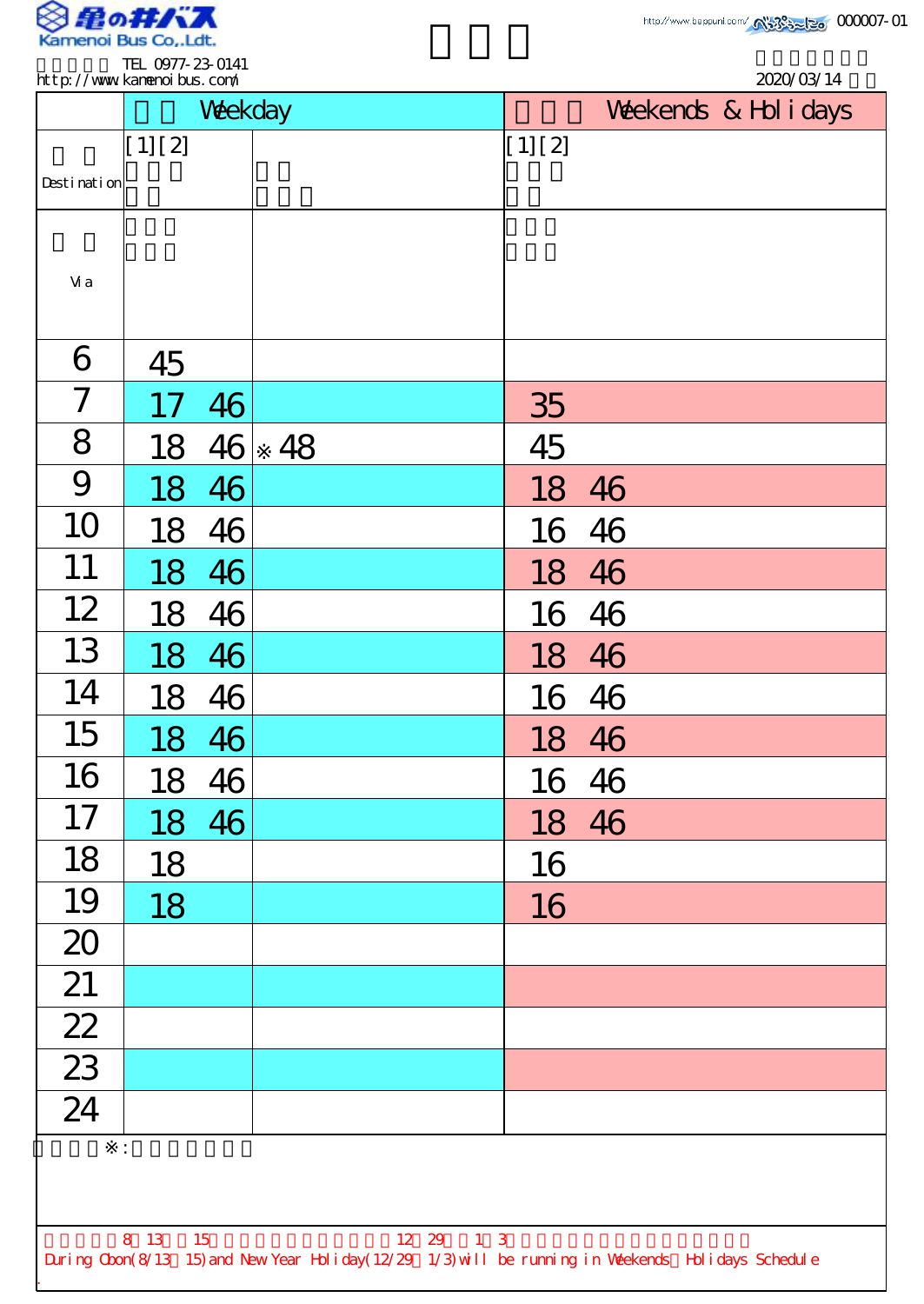Kamenoi Bus Co.,Ldt.

TEL 0977-23-0141
http://www.kamenoibus.com/

http://www.beppunl.com/ 000007-01

2020/03/14

| | Weekday | | Weekends & Holidays |
|---|---|---|---|
| Destination | [1][2] | | [1][2] |
| Via | | | |
| 6 | 45 | | |
| 7 | 17 46 | | 35 |
| 8 | 18 46 | ※48 | 45 |
| 9 | 18 46 | | 18 46 |
| 10 | 18 46 | | 16 46 |
| 11 | 18 46 | | 18 46 |
| 12 | 18 46 | | 16 46 |
| 13 | 18 46 | | 18 46 |
| 14 | 18 46 | | 16 46 |
| 15 | 18 46 | | 18 46 |
| 16 | 18 46 | | 16 46 |
| 17 | 18 46 | | 18 46 |
| 18 | 18 | | 16 |
| 19 | 18 | | 16 |
| 20 | | | |
| 21 | | | |
| 22 | | | |
| 23 | | | |
| 24 | | | |

※:

8 13 15 12 29 1 3

During Obon(8/13～15) and New Year Holiday(12/29～1/3) will be running in Weekends・Holidays Schedule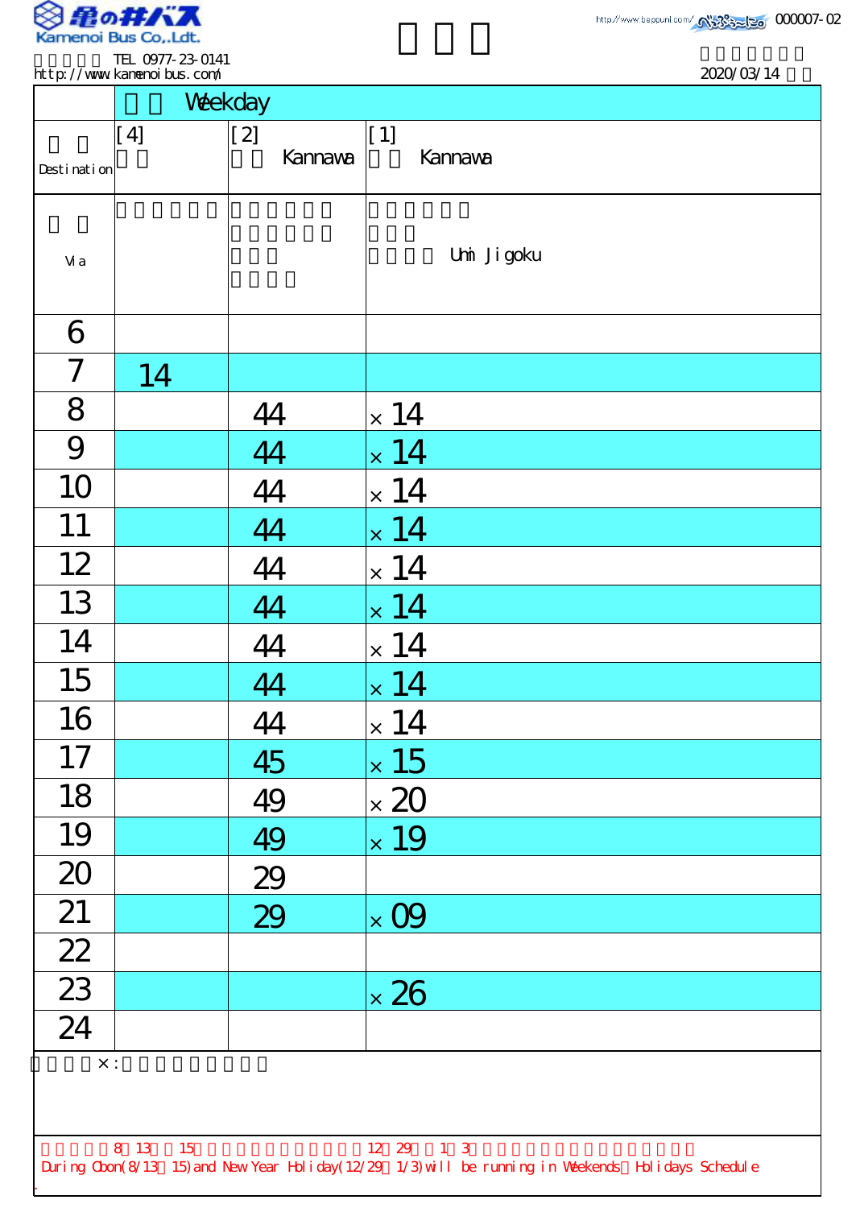Kamenoi Bus Co.,Ldt.

TEL 0977-23-0141
http://www.kamenoibus.com/

000007-02

2020/03/14

| | Weekday | | |
|---|---|---|---|
| Destination | [4] | [2] Kannawa | [1] Kannawa |
| Via | | | Umi Jigoku |
| 6 | | | |
| 7 | 14 | | |
| 8 | | 44 | ×14 |
| 9 | | 44 | ×14 |
| 10 | | 44 | ×14 |
| 11 | | 44 | ×14 |
| 12 | | 44 | ×14 |
| 13 | | 44 | ×14 |
| 14 | | 44 | ×14 |
| 15 | | 44 | ×14 |
| 16 | | 44 | ×14 |
| 17 | | 45 | ×15 |
| 18 | | 49 | ×20 |
| 19 | | 49 | ×19 |
| 20 | | 29 | |
| 21 | | 29 | ×09 |
| 22 | | | |
| 23 | | | ×26 |
| 24 | | | |

×:

8 13 15 12 29 1 3

During Obon(8/13 15) and New Year Holiday(12/29 1/3) will be running in Weekends Holidays Schedule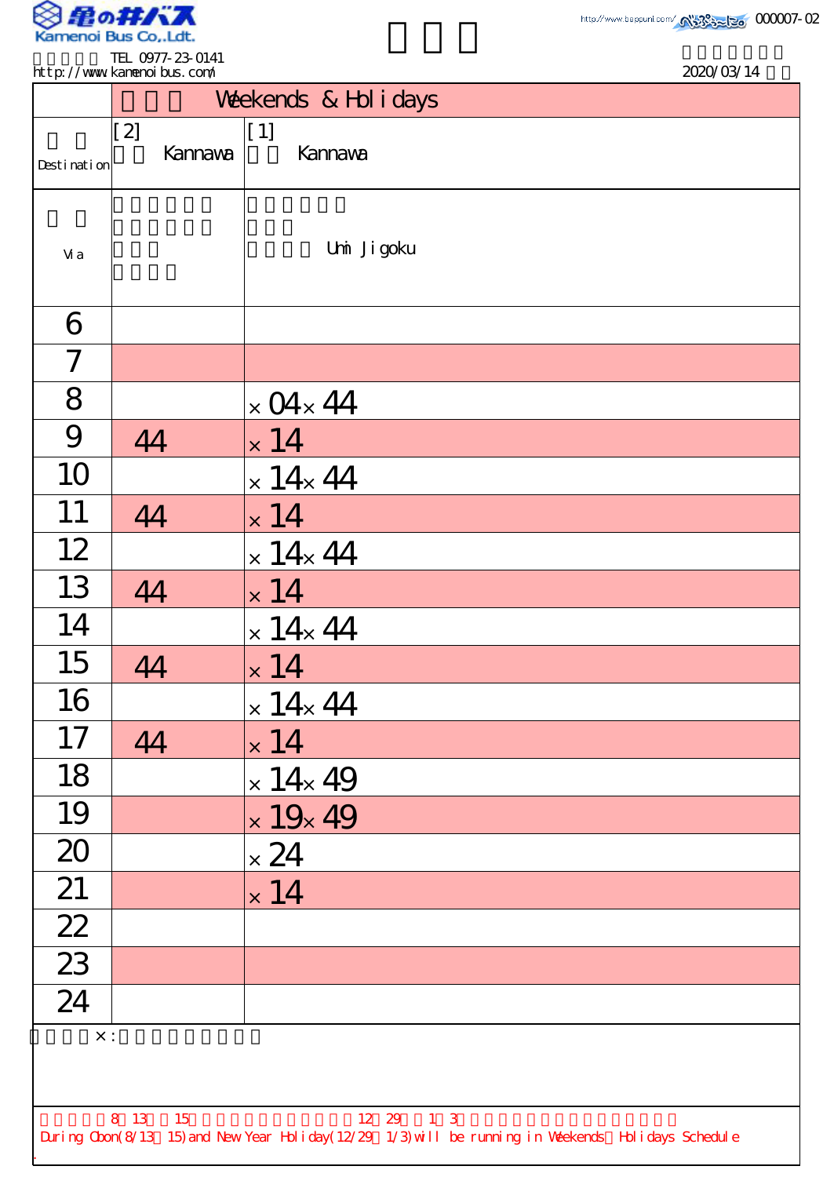Kamenoi Bus Co.,Ldt.

TEL 0977-23-0141
http://www.kamenoibus.com/

000007-02
2020/03/14

| | Weekends & Holidays | |
|---|---|---|
| Destination | [2] Kannawa | [1] Kannawa |
| Via | | Umi Jigoku |
| 6 | | |
| 7 | | |
| 8 | | ×04 ×44 |
| 9 | 44 | ×14 |
| 10 | | ×14 ×44 |
| 11 | 44 | ×14 |
| 12 | | ×14 ×44 |
| 13 | 44 | ×14 |
| 14 | | ×14 ×44 |
| 15 | 44 | ×14 |
| 16 | | ×14 ×44 |
| 17 | 44 | ×14 |
| 18 | | ×14 ×49 |
| 19 | | ×19 ×49 |
| 20 | | ×24 |
| 21 | | ×14 |
| 22 | | |
| 23 | | |
| 24 | | |

×:

8 13 15 12 29 1 3

During Obon(8/13 15) and New Year Holiday(12/29 1/3) will be running in Weekends Holidays Schedule